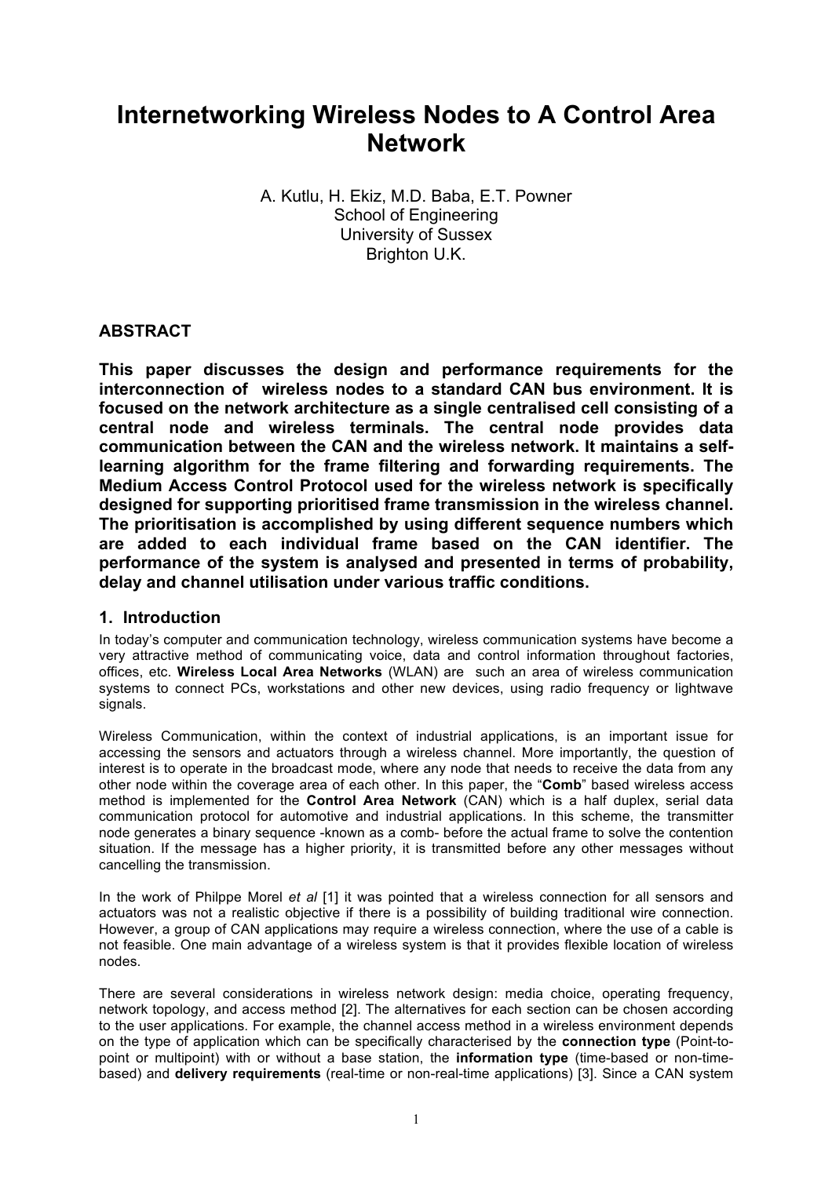# Internetworking Wireless Nodes to A Control Area Network

A. Kutlu, H. Ekiz, M.D. Baba, E.T. Powner
School of Engineering
University of Sussex
Brighton U.K.

## ABSTRACT

**This paper discusses the design and performance requirements for the interconnection of wireless nodes to a standard CAN bus environment. It is focused on the network architecture as a single centralised cell consisting of a central node and wireless terminals. The central node provides data communication between the CAN and the wireless network. It maintains a self-learning algorithm for the frame filtering and forwarding requirements. The Medium Access Control Protocol used for the wireless network is specifically designed for supporting prioritised frame transmission in the wireless channel. The prioritisation is accomplished by using different sequence numbers which are added to each individual frame based on the CAN identifier. The performance of the system is analysed and presented in terms of probability, delay and channel utilisation under various traffic conditions.**

## 1. Introduction

In today's computer and communication technology, wireless communication systems have become a very attractive method of communicating voice, data and control information throughout factories, offices, etc. **Wireless Local Area Networks** (WLAN) are such an area of wireless communication systems to connect PCs, workstations and other new devices, using radio frequency or lightwave signals.

Wireless Communication, within the context of industrial applications, is an important issue for accessing the sensors and actuators through a wireless channel. More importantly, the question of interest is to operate in the broadcast mode, where any node that needs to receive the data from any other node within the coverage area of each other. In this paper, the "**Comb**" based wireless access method is implemented for the **Control Area Network** (CAN) which is a half duplex, serial data communication protocol for automotive and industrial applications. In this scheme, the transmitter node generates a binary sequence -known as a comb- before the actual frame to solve the contention situation. If the message has a higher priority, it is transmitted before any other messages without cancelling the transmission.

In the work of Philppe Morel *et al* [1] it was pointed that a wireless connection for all sensors and actuators was not a realistic objective if there is a possibility of building traditional wire connection. However, a group of CAN applications may require a wireless connection, where the use of a cable is not feasible. One main advantage of a wireless system is that it provides flexible location of wireless nodes.

There are several considerations in wireless network design: media choice, operating frequency, network topology, and access method [2]. The alternatives for each section can be chosen according to the user applications. For example, the channel access method in a wireless environment depends on the type of application which can be specifically characterised by the **connection type** (Point-to-point or multipoint) with or without a base station, the **information type** (time-based or non-time-based) and **delivery requirements** (real-time or non-real-time applications) [3]. Since a CAN system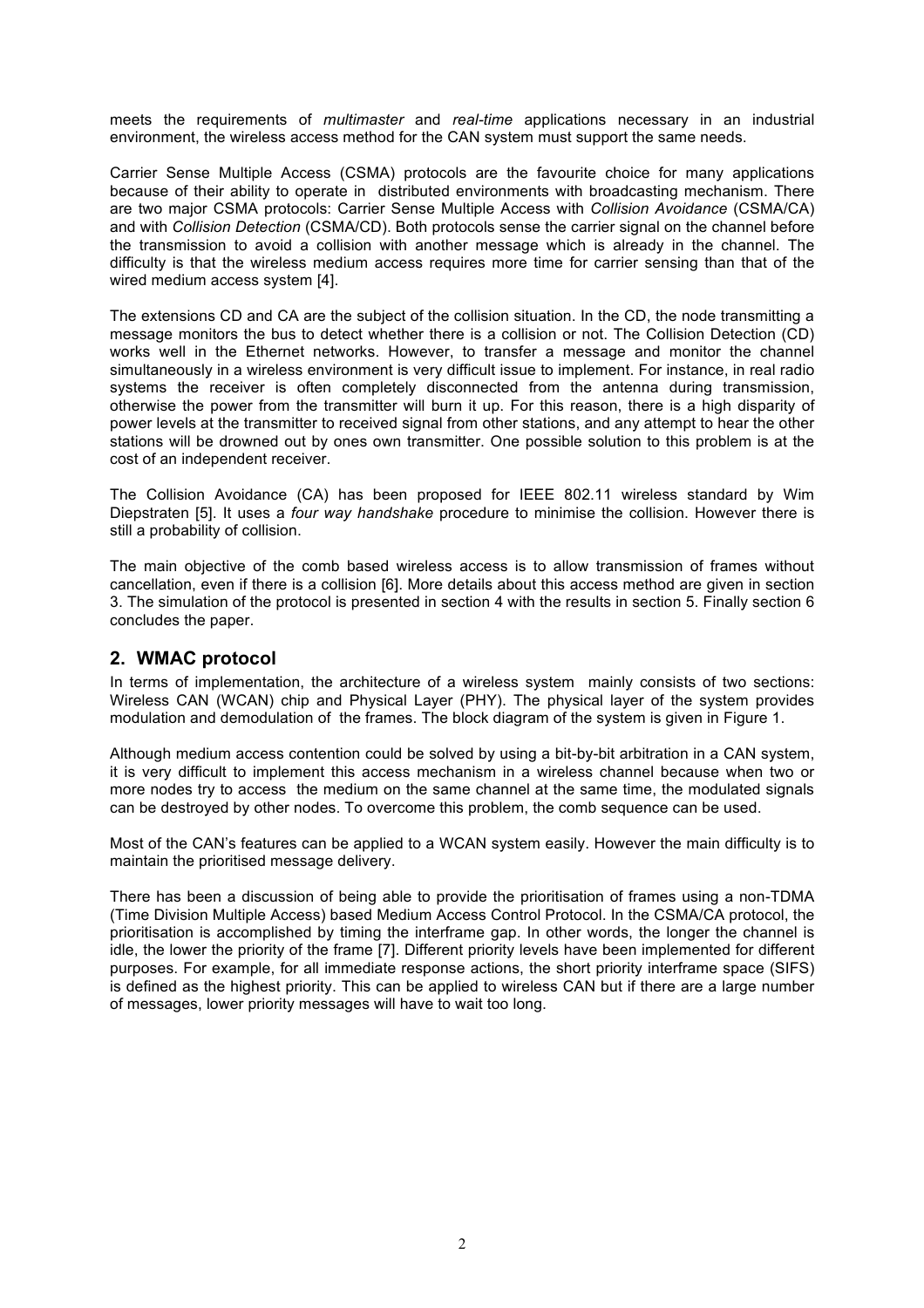meets the requirements of *multimaster* and *real-time* applications necessary in an industrial environment, the wireless access method for the CAN system must support the same needs.

Carrier Sense Multiple Access (CSMA) protocols are the favourite choice for many applications because of their ability to operate in distributed environments with broadcasting mechanism. There are two major CSMA protocols: Carrier Sense Multiple Access with *Collision Avoidance* (CSMA/CA) and with *Collision Detection* (CSMA/CD). Both protocols sense the carrier signal on the channel before the transmission to avoid a collision with another message which is already in the channel. The difficulty is that the wireless medium access requires more time for carrier sensing than that of the wired medium access system [4].

The extensions CD and CA are the subject of the collision situation. In the CD, the node transmitting a message monitors the bus to detect whether there is a collision or not. The Collision Detection (CD) works well in the Ethernet networks. However, to transfer a message and monitor the channel simultaneously in a wireless environment is very difficult issue to implement. For instance, in real radio systems the receiver is often completely disconnected from the antenna during transmission, otherwise the power from the transmitter will burn it up. For this reason, there is a high disparity of power levels at the transmitter to received signal from other stations, and any attempt to hear the other stations will be drowned out by ones own transmitter. One possible solution to this problem is at the cost of an independent receiver.

The Collision Avoidance (CA) has been proposed for IEEE 802.11 wireless standard by Wim Diepstraten [5]. It uses a *four way handshake* procedure to minimise the collision. However there is still a probability of collision.

The main objective of the comb based wireless access is to allow transmission of frames without cancellation, even if there is a collision [6]. More details about this access method are given in section 3. The simulation of the protocol is presented in section 4 with the results in section 5. Finally section 6 concludes the paper.

## 2. WMAC protocol

In terms of implementation, the architecture of a wireless system mainly consists of two sections: Wireless CAN (WCAN) chip and Physical Layer (PHY). The physical layer of the system provides modulation and demodulation of the frames. The block diagram of the system is given in Figure 1.

Although medium access contention could be solved by using a bit-by-bit arbitration in a CAN system, it is very difficult to implement this access mechanism in a wireless channel because when two or more nodes try to access the medium on the same channel at the same time, the modulated signals can be destroyed by other nodes. To overcome this problem, the comb sequence can be used.

Most of the CAN's features can be applied to a WCAN system easily. However the main difficulty is to maintain the prioritised message delivery.

There has been a discussion of being able to provide the prioritisation of frames using a non-TDMA (Time Division Multiple Access) based Medium Access Control Protocol. In the CSMA/CA protocol, the prioritisation is accomplished by timing the interframe gap. In other words, the longer the channel is idle, the lower the priority of the frame [7]. Different priority levels have been implemented for different purposes. For example, for all immediate response actions, the short priority interframe space (SIFS) is defined as the highest priority. This can be applied to wireless CAN but if there are a large number of messages, lower priority messages will have to wait too long.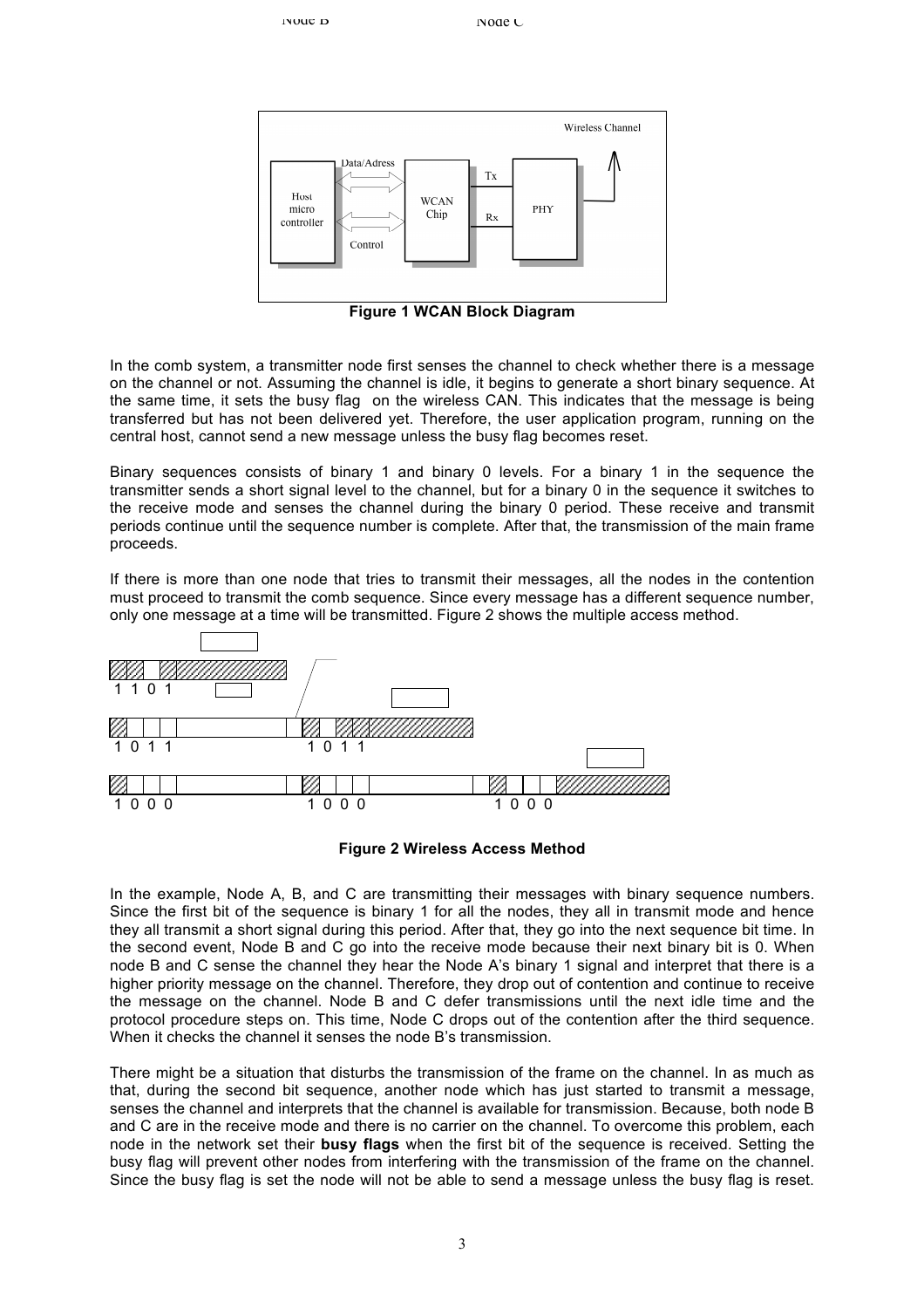**Figure 1 WCAN Block Diagram**

In the comb system, a transmitter node first senses the channel to check whether there is a message on the channel or not. Assuming the channel is idle, it begins to generate a short binary sequence. At the same time, it sets the busy flag on the wireless CAN. This indicates that the message is being transferred but has not been delivered yet. Therefore, the user application program, running on the central host, cannot send a new message unless the busy flag becomes reset.

Binary sequences consists of binary 1 and binary 0 levels. For a binary 1 in the sequence the transmitter sends a short signal level to the channel, but for a binary 0 in the sequence it switches to the receive mode and senses the channel during the binary 0 period. These receive and transmit periods continue until the sequence number is complete. After that, the transmission of the main frame proceeds.

If there is more than one node that tries to transmit their messages, all the nodes in the contention must proceed to transmit the comb sequence. Since every message has a different sequence number, only one message at a time will be transmitted. Figure 2 shows the multiple access method.

**Figure 2 Wireless Access Method**

In the example, Node A, B, and C are transmitting their messages with binary sequence numbers. Since the first bit of the sequence is binary 1 for all the nodes, they all in transmit mode and hence they all transmit a short signal during this period. After that, they go into the next sequence bit time. In the second event, Node B and C go into the receive mode because their next binary bit is 0. When node B and C sense the channel they hear the Node A's binary 1 signal and interpret that there is a higher priority message on the channel. Therefore, they drop out of contention and continue to receive the message on the channel. Node B and C defer transmissions until the next idle time and the protocol procedure steps on. This time, Node C drops out of the contention after the third sequence. When it checks the channel it senses the node B's transmission.

There might be a situation that disturbs the transmission of the frame on the channel. In as much as that, during the second bit sequence, another node which has just started to transmit a message, senses the channel and interprets that the channel is available for transmission. Because, both node B and C are in the receive mode and there is no carrier on the channel. To overcome this problem, each node in the network set their **busy flags** when the first bit of the sequence is received. Setting the busy flag will prevent other nodes from interfering with the transmission of the frame on the channel. Since the busy flag is set the node will not be able to send a message unless the busy flag is reset.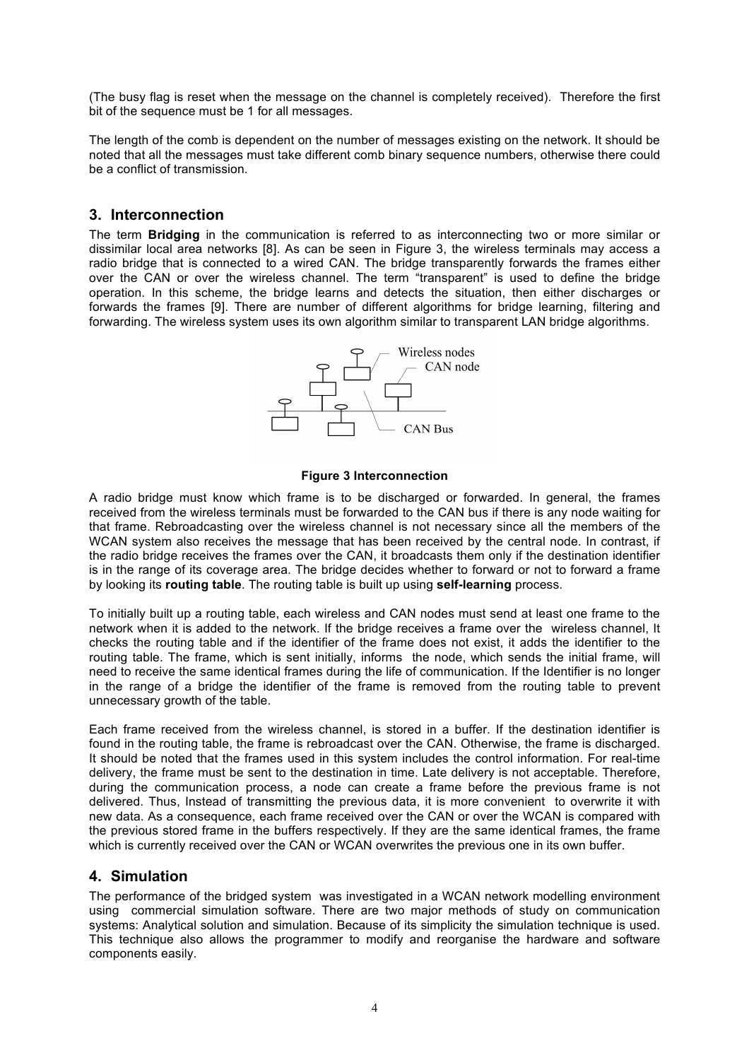(The busy flag is reset when the message on the channel is completely received). Therefore the first bit of the sequence must be 1 for all messages.

The length of the comb is dependent on the number of messages existing on the network. It should be noted that all the messages must take different comb binary sequence numbers, otherwise there could be a conflict of transmission.

## 3. Interconnection

The term **Bridging** in the communication is referred to as interconnecting two or more similar or dissimilar local area networks [8]. As can be seen in Figure 3, the wireless terminals may access a radio bridge that is connected to a wired CAN. The bridge transparently forwards the frames either over the CAN or over the wireless channel. The term "transparent" is used to define the bridge operation. In this scheme, the bridge learns and detects the situation, then either discharges or forwards the frames [9]. There are number of different algorithms for bridge learning, filtering and forwarding. The wireless system uses its own algorithm similar to transparent LAN bridge algorithms.

**Figure 3 Interconnection**

A radio bridge must know which frame is to be discharged or forwarded. In general, the frames received from the wireless terminals must be forwarded to the CAN bus if there is any node waiting for that frame. Rebroadcasting over the wireless channel is not necessary since all the members of the WCAN system also receives the message that has been received by the central node. In contrast, if the radio bridge receives the frames over the CAN, it broadcasts them only if the destination identifier is in the range of its coverage area. The bridge decides whether to forward or not to forward a frame by looking its **routing table**. The routing table is built up using **self-learning** process.

To initially built up a routing table, each wireless and CAN nodes must send at least one frame to the network when it is added to the network. If the bridge receives a frame over the wireless channel, It checks the routing table and if the identifier of the frame does not exist, it adds the identifier to the routing table. The frame, which is sent initially, informs the node, which sends the initial frame, will need to receive the same identical frames during the life of communication. If the Identifier is no longer in the range of a bridge the identifier of the frame is removed from the routing table to prevent unnecessary growth of the table.

Each frame received from the wireless channel, is stored in a buffer. If the destination identifier is found in the routing table, the frame is rebroadcast over the CAN. Otherwise, the frame is discharged. It should be noted that the frames used in this system includes the control information. For real-time delivery, the frame must be sent to the destination in time. Late delivery is not acceptable. Therefore, during the communication process, a node can create a frame before the previous frame is not delivered. Thus, Instead of transmitting the previous data, it is more convenient to overwrite it with new data. As a consequence, each frame received over the CAN or over the WCAN is compared with the previous stored frame in the buffers respectively. If they are the same identical frames, the frame which is currently received over the CAN or WCAN overwrites the previous one in its own buffer.

## 4. Simulation

The performance of the bridged system was investigated in a WCAN network modelling environment using commercial simulation software. There are two major methods of study on communication systems: Analytical solution and simulation. Because of its simplicity the simulation technique is used. This technique also allows the programmer to modify and reorganise the hardware and software components easily.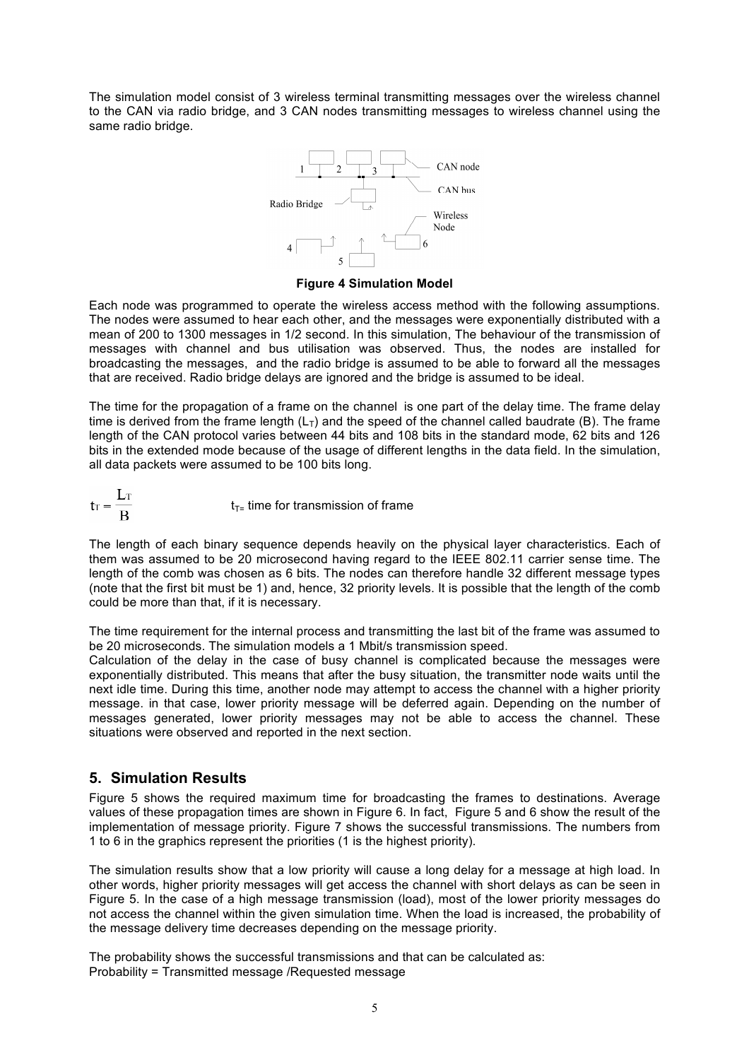The simulation model consist of 3 wireless terminal transmitting messages over the wireless channel to the CAN via radio bridge, and 3 CAN nodes transmitting messages to wireless channel using the same radio bridge.

**Figure 4 Simulation Model**

Each node was programmed to operate the wireless access method with the following assumptions. The nodes were assumed to hear each other, and the messages were exponentially distributed with a mean of 200 to 1300 messages in 1/2 second. In this simulation, The behaviour of the transmission of messages with channel and bus utilisation was observed. Thus, the nodes are installed for broadcasting the messages, and the radio bridge is assumed to be able to forward all the messages that are received. Radio bridge delays are ignored and the bridge is assumed to be ideal.

The time for the propagation of a frame on the channel is one part of the delay time. The frame delay time is derived from the frame length ($L_T$) and the speed of the channel called baudrate (B). The frame length of the CAN protocol varies between 44 bits and 108 bits in the standard mode, 62 bits and 126 bits in the extended mode because of the usage of different lengths in the data field. In the simulation, all data packets were assumed to be 100 bits long.

$$t_T = \frac{L_T}{B}$$

$t_T$= time for transmission of frame

The length of each binary sequence depends heavily on the physical layer characteristics. Each of them was assumed to be 20 microsecond having regard to the IEEE 802.11 carrier sense time. The length of the comb was chosen as 6 bits. The nodes can therefore handle 32 different message types (note that the first bit must be 1) and, hence, 32 priority levels. It is possible that the length of the comb could be more than that, if it is necessary.

The time requirement for the internal process and transmitting the last bit of the frame was assumed to be 20 microseconds. The simulation models a 1 Mbit/s transmission speed.
Calculation of the delay in the case of busy channel is complicated because the messages were exponentially distributed. This means that after the busy situation, the transmitter node waits until the next idle time. During this time, another node may attempt to access the channel with a higher priority message. in that case, lower priority message will be deferred again. Depending on the number of messages generated, lower priority messages may not be able to access the channel. These situations were observed and reported in the next section.

## 5. Simulation Results

Figure 5 shows the required maximum time for broadcasting the frames to destinations. Average values of these propagation times are shown in Figure 6. In fact, Figure 5 and 6 show the result of the implementation of message priority. Figure 7 shows the successful transmissions. The numbers from 1 to 6 in the graphics represent the priorities (1 is the highest priority).

The simulation results show that a low priority will cause a long delay for a message at high load. In other words, higher priority messages will get access the channel with short delays as can be seen in Figure 5. In the case of a high message transmission (load), most of the lower priority messages do not access the channel within the given simulation time. When the load is increased, the probability of the message delivery time decreases depending on the message priority.

The probability shows the successful transmissions and that can be calculated as:
Probability = Transmitted message /Requested message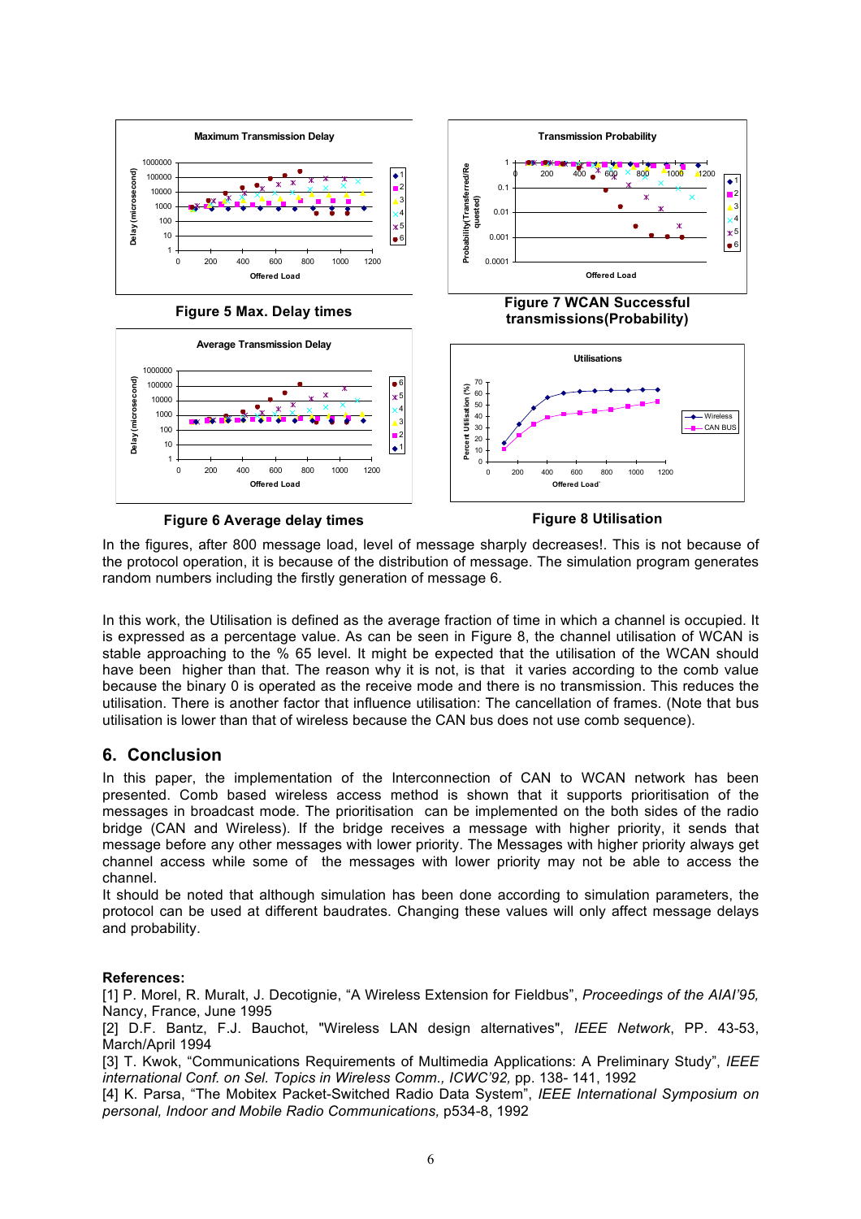Figure 5 Max. Delay times

Figure 7 WCAN Successful transmissions(Probability)

Figure 6 Average delay times

Figure 8 Utilisation

In the figures, after 800 message load, level of message sharply decreases!. This is not because of the protocol operation, it is because of the distribution of message. The simulation program generates random numbers including the firstly generation of message 6.

In this work, the Utilisation is defined as the average fraction of time in which a channel is occupied. It is expressed as a percentage value. As can be seen in Figure 8, the channel utilisation of WCAN is stable approaching to the % 65 level. It might be expected that the utilisation of the WCAN should have been higher than that. The reason why it is not, is that it varies according to the comb value because the binary 0 is operated as the receive mode and there is no transmission. This reduces the utilisation. There is another factor that influence utilisation: The cancellation of frames. (Note that bus utilisation is lower than that of wireless because the CAN bus does not use comb sequence).

## 6. Conclusion

In this paper, the implementation of the Interconnection of CAN to WCAN network has been presented. Comb based wireless access method is shown that it supports prioritisation of the messages in broadcast mode. The prioritisation can be implemented on the both sides of the radio bridge (CAN and Wireless). If the bridge receives a message with higher priority, it sends that message before any other messages with lower priority. The Messages with higher priority always get channel access while some of the messages with lower priority may not be able to access the channel.

It should be noted that although simulation has been done according to simulation parameters, the protocol can be used at different baudrates. Changing these values will only affect message delays and probability.

**References:**

[1] P. Morel, R. Muralt, J. Decotignie, "A Wireless Extension for Fieldbus", *Proceedings of the AIAI'95,* Nancy, France, June 1995

[2] D.F. Bantz, F.J. Bauchot, "Wireless LAN design alternatives", *IEEE Network*, PP. 43-53, March/April 1994

[3] T. Kwok, "Communications Requirements of Multimedia Applications: A Preliminary Study", *IEEE international Conf. on Sel. Topics in Wireless Comm., ICWC'92,* pp. 138- 141, 1992

[4] K. Parsa, "The Mobitex Packet-Switched Radio Data System", *IEEE International Symposium on personal, Indoor and Mobile Radio Communications,* p534-8, 1992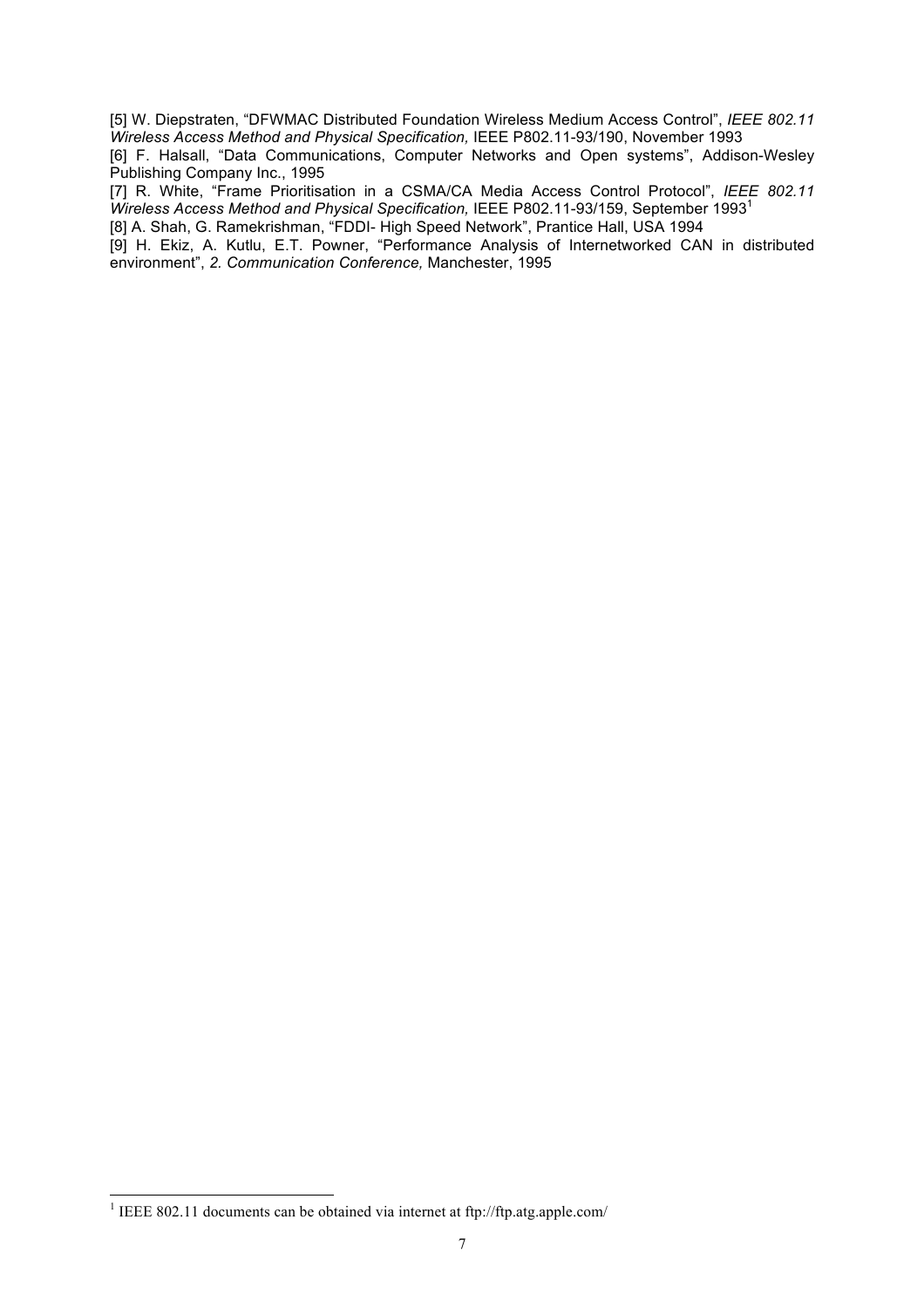[5] W. Diepstraten, "DFWMAC Distributed Foundation Wireless Medium Access Control", *IEEE 802.11 Wireless Access Method and Physical Specification,* IEEE P802.11-93/190, November 1993

[6] F. Halsall, "Data Communications, Computer Networks and Open systems", Addison-Wesley Publishing Company Inc., 1995

[7] R. White, "Frame Prioritisation in a CSMA/CA Media Access Control Protocol", *IEEE 802.11 Wireless Access Method and Physical Specification,* IEEE P802.11-93/159, September 1993[1]

[8] A. Shah, G. Ramekrishman, "FDDI- High Speed Network", Prantice Hall, USA 1994

[9] H. Ekiz, A. Kutlu, E.T. Powner, "Performance Analysis of Internetworked CAN in distributed environment", *2. Communication Conference,* Manchester, 1995

---

[1] IEEE 802.11 documents can be obtained via internet at ftp://ftp.atg.apple.com/